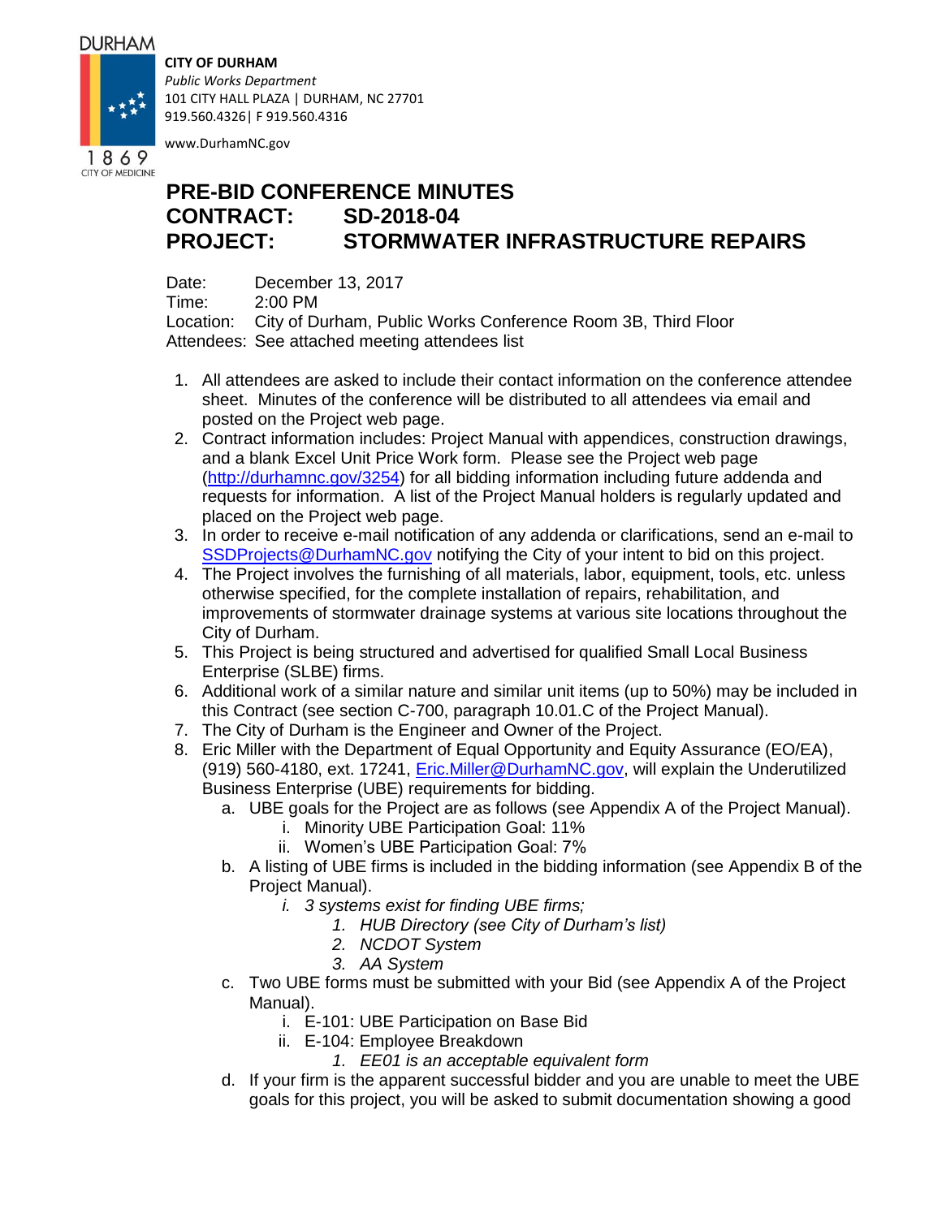DURHAM

1869
CITY OF MEDICINE

**CITY OF DURHAM**
*Public Works Department*
101 CITY HALL PLAZA | DURHAM, NC 27701
919.560.4326| F 919.560.4316

www.DurhamNC.gov

# PRE-BID CONFERENCE MINUTES
# CONTRACT: SD-2018-04
# PROJECT: STORMWATER INFRASTRUCTURE REPAIRS

Date: December 13, 2017
Time: 2:00 PM
Location: City of Durham, Public Works Conference Room 3B, Third Floor
Attendees: See attached meeting attendees list

1. All attendees are asked to include their contact information on the conference attendee sheet. Minutes of the conference will be distributed to all attendees via email and posted on the Project web page.
2. Contract information includes: Project Manual with appendices, construction drawings, and a blank Excel Unit Price Work form. Please see the Project web page (http://durhamnc.gov/3254) for all bidding information including future addenda and requests for information. A list of the Project Manual holders is regularly updated and placed on the Project web page.
3. In order to receive e-mail notification of any addenda or clarifications, send an e-mail to SSDProjects@DurhamNC.gov notifying the City of your intent to bid on this project.
4. The Project involves the furnishing of all materials, labor, equipment, tools, etc. unless otherwise specified, for the complete installation of repairs, rehabilitation, and improvements of stormwater drainage systems at various site locations throughout the City of Durham.
5. This Project is being structured and advertised for qualified Small Local Business Enterprise (SLBE) firms.
6. Additional work of a similar nature and similar unit items (up to 50%) may be included in this Contract (see section C-700, paragraph 10.01.C of the Project Manual).
7. The City of Durham is the Engineer and Owner of the Project.
8. Eric Miller with the Department of Equal Opportunity and Equity Assurance (EO/EA), (919) 560-4180, ext. 17241, Eric.Miller@DurhamNC.gov, will explain the Underutilized Business Enterprise (UBE) requirements for bidding.
   a. UBE goals for the Project are as follows (see Appendix A of the Project Manual).
      i. Minority UBE Participation Goal: 11%
      ii. Women's UBE Participation Goal: 7%
   b. A listing of UBE firms is included in the bidding information (see Appendix B of the Project Manual).
      i. *3 systems exist for finding UBE firms;*
         1. *HUB Directory (see City of Durham's list)*
         2. *NCDOT System*
         3. *AA System*
   c. Two UBE forms must be submitted with your Bid (see Appendix A of the Project Manual).
      i. E-101: UBE Participation on Base Bid
      ii. E-104: Employee Breakdown
         1. *EE01 is an acceptable equivalent form*
   d. If your firm is the apparent successful bidder and you are unable to meet the UBE goals for this project, you will be asked to submit documentation showing a good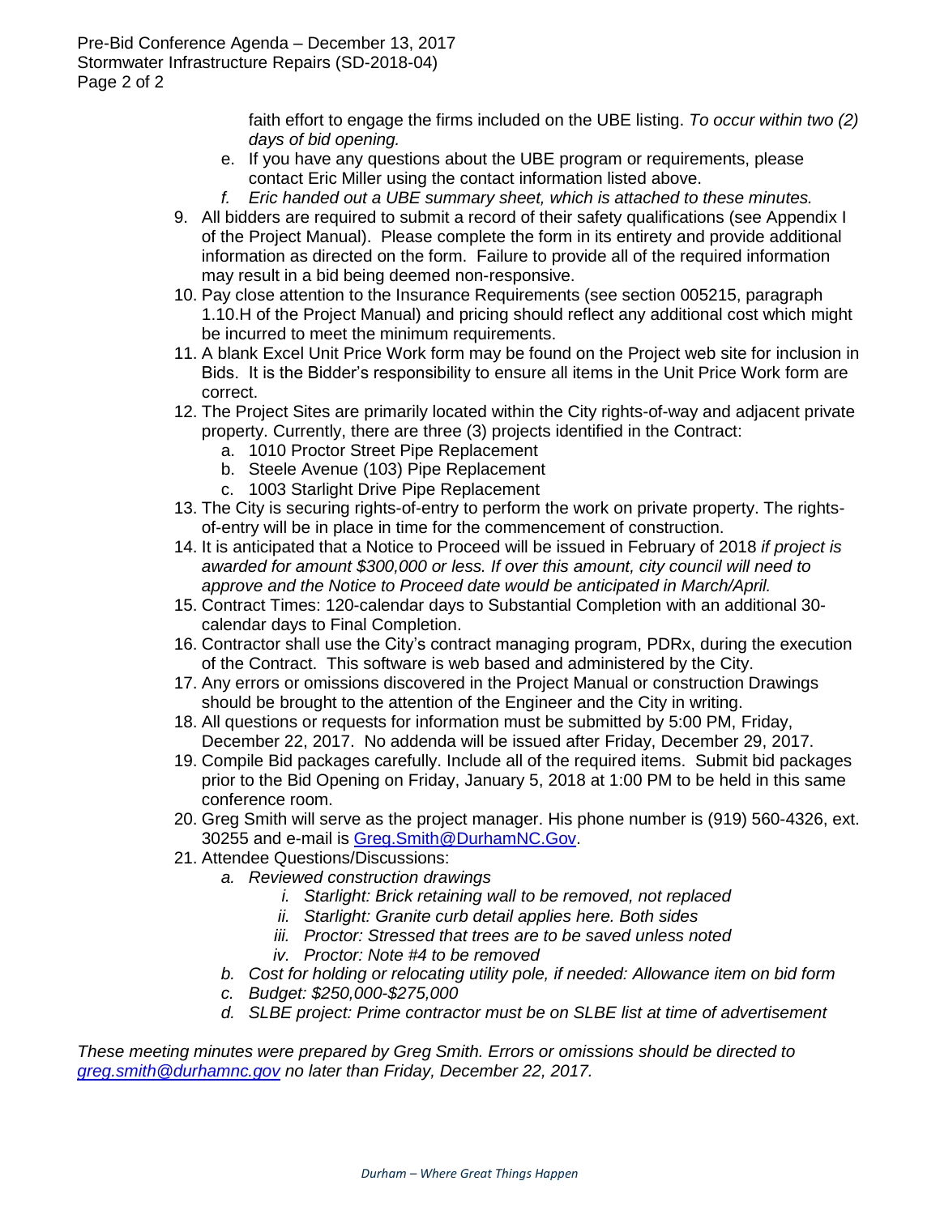faith effort to engage the firms included on the UBE listing. *To occur within two (2) days of bid opening.*

   e. If you have any questions about the UBE program or requirements, please contact Eric Miller using the contact information listed above.
   f. *Eric handed out a UBE summary sheet, which is attached to these minutes.*

9. All bidders are required to submit a record of their safety qualifications (see Appendix I of the Project Manual). Please complete the form in its entirety and provide additional information as directed on the form. Failure to provide all of the required information may result in a bid being deemed non-responsive.
10. Pay close attention to the Insurance Requirements (see section 005215, paragraph 1.10.H of the Project Manual) and pricing should reflect any additional cost which might be incurred to meet the minimum requirements.
11. A blank Excel Unit Price Work form may be found on the Project web site for inclusion in Bids. It is the Bidder's responsibility to ensure all items in the Unit Price Work form are correct.
12. The Project Sites are primarily located within the City rights-of-way and adjacent private property. Currently, there are three (3) projects identified in the Contract:
    a. 1010 Proctor Street Pipe Replacement
    b. Steele Avenue (103) Pipe Replacement
    c. 1003 Starlight Drive Pipe Replacement
13. The City is securing rights-of-entry to perform the work on private property. The rights-of-entry will be in place in time for the commencement of construction.
14. It is anticipated that a Notice to Proceed will be issued in February of 2018 *if project is awarded for amount $300,000 or less. If over this amount, city council will need to approve and the Notice to Proceed date would be anticipated in March/April.*
15. Contract Times: 120-calendar days to Substantial Completion with an additional 30-calendar days to Final Completion.
16. Contractor shall use the City's contract managing program, PDRx, during the execution of the Contract. This software is web based and administered by the City.
17. Any errors or omissions discovered in the Project Manual or construction Drawings should be brought to the attention of the Engineer and the City in writing.
18. All questions or requests for information must be submitted by 5:00 PM, Friday, December 22, 2017. No addenda will be issued after Friday, December 29, 2017.
19. Compile Bid packages carefully. Include all of the required items. Submit bid packages prior to the Bid Opening on Friday, January 5, 2018 at 1:00 PM to be held in this same conference room.
20. Greg Smith will serve as the project manager. His phone number is (919) 560-4326, ext. 30255 and e-mail is [Greg.Smith@DurhamNC.Gov](mailto:Greg.Smith@DurhamNC.Gov).
21. Attendee Questions/Discussions:
    a. *Reviewed construction drawings*
       i. *Starlight: Brick retaining wall to be removed, not replaced*
       ii. *Starlight: Granite curb detail applies here. Both sides*
       iii. *Proctor: Stressed that trees are to be saved unless noted*
       iv. *Proctor: Note #4 to be removed*
    b. *Cost for holding or relocating utility pole, if needed: Allowance item on bid form*
    c. *Budget: $250,000-$275,000*
    d. *SLBE project: Prime contractor must be on SLBE list at time of advertisement*

*These meeting minutes were prepared by Greg Smith. Errors or omissions should be directed to [greg.smith@durhamnc.gov](mailto:greg.smith@durhamnc.gov) no later than Friday, December 22, 2017.*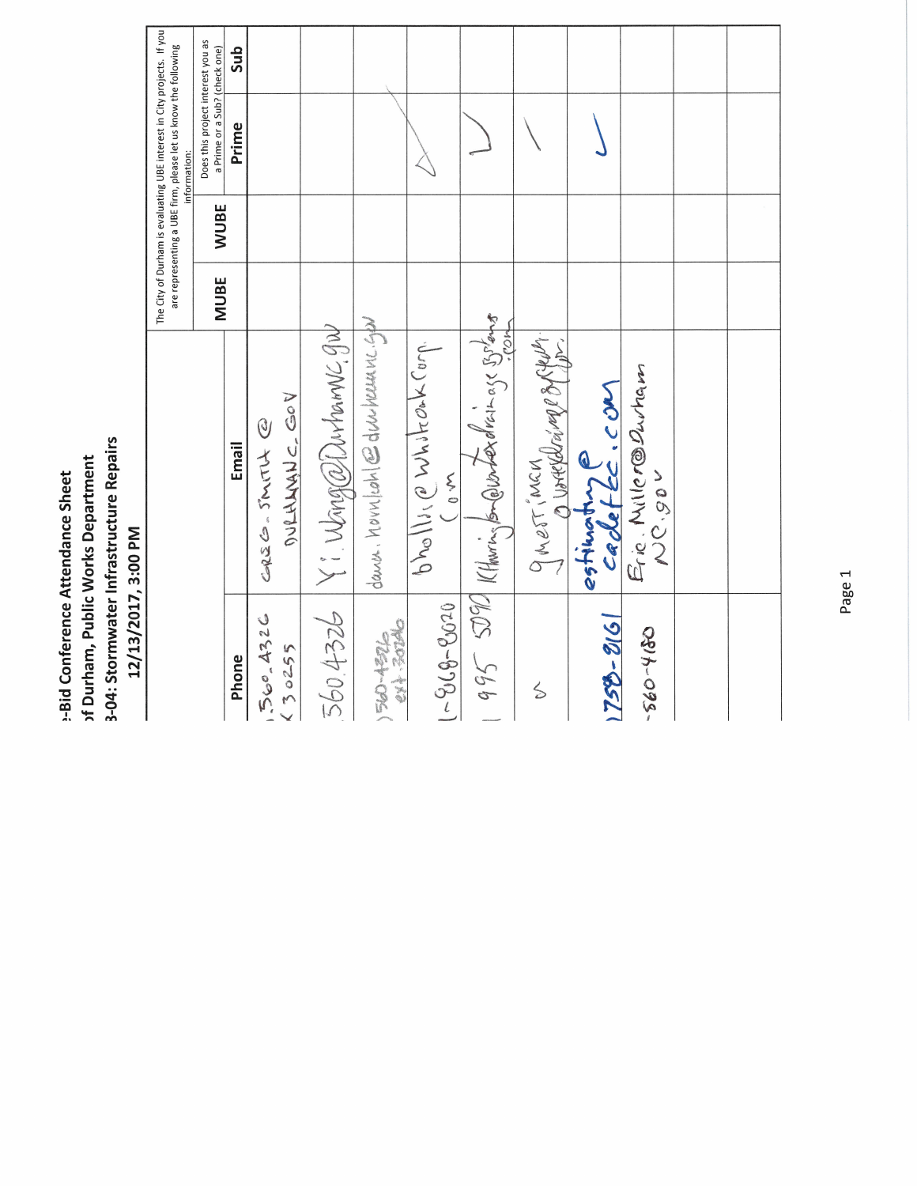# -Bid Conference Attendance Sheet

## of Durham, Public Works Department

## 3-04: Stormwater Infrastructure Repairs

## 12/13/2017, 3:00 PM

| Phone | Email | The City of Durham is evaluating UBE interest in City projects. If you are representing a UBE firm, please let us know the following information: | | | |
|---|---|---|---|---|---|
| | | MUBE | WUBE | Does this project interest you as a Prime or a Sub? (check one) | |
| | | | | Prime | Sub |
| .560.4326 x 30255 | GREG.SMITH@DURHAMNC.GOV | | | | |
| 560.4326 | Yi.Wang@DurhamNC.gov | | | | |
| ) 560-4326 ext 30240 | dawn.hornlohl@durhamnc.gov | | | | |
| 1-868-8020 | bhollis@whiteoakcorp.com | | | ✓ | |
| 1 995 5090 | Kthuring@waterdrainagesystems.com | | | ✓ | |
| S | gmestiman@waterdrainagesystems.com | | | ✓ | |
| )758-8161 | estimating@cadetec.com | | | ✓ | |
| -560-4180 | Eric.Miller@DurhamNC.gov | | | | |
| | | | | | |
| | | | | | |